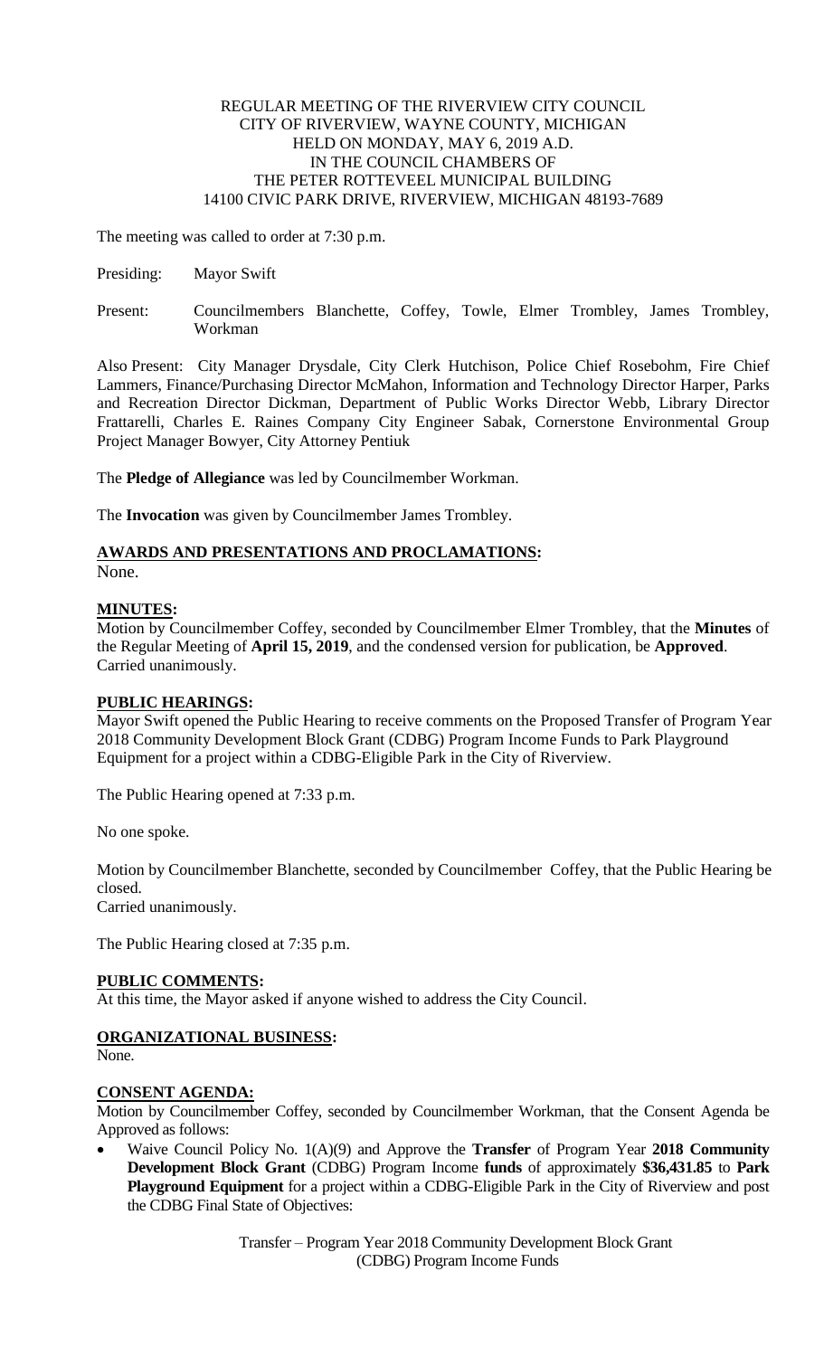REGULAR MEETING OF THE RIVERVIEW CITY COUNCIL
CITY OF RIVERVIEW, WAYNE COUNTY, MICHIGAN
HELD ON MONDAY, MAY 6, 2019 A.D.
IN THE COUNCIL CHAMBERS OF
THE PETER ROTTEVEEL MUNICIPAL BUILDING
14100 CIVIC PARK DRIVE, RIVERVIEW, MICHIGAN 48193-7689

The meeting was called to order at 7:30 p.m.

Presiding: Mayor Swift

Present: Councilmembers Blanchette, Coffey, Towle, Elmer Trombley, James Trombley, Workman

Also Present: City Manager Drysdale, City Clerk Hutchison, Police Chief Rosebohm, Fire Chief Lammers, Finance/Purchasing Director McMahon, Information and Technology Director Harper, Parks and Recreation Director Dickman, Department of Public Works Director Webb, Library Director Frattarelli, Charles E. Raines Company City Engineer Sabak, Cornerstone Environmental Group Project Manager Bowyer, City Attorney Pentiuk

The **Pledge of Allegiance** was led by Councilmember Workman.

The **Invocation** was given by Councilmember James Trombley.

## AWARDS AND PRESENTATIONS AND PROCLAMATIONS:

None.

## MINUTES:

Motion by Councilmember Coffey, seconded by Councilmember Elmer Trombley, that the **Minutes** of the Regular Meeting of **April 15, 2019**, and the condensed version for publication, be **Approved**.
Carried unanimously.

## PUBLIC HEARINGS:

Mayor Swift opened the Public Hearing to receive comments on the Proposed Transfer of Program Year 2018 Community Development Block Grant (CDBG) Program Income Funds to Park Playground Equipment for a project within a CDBG-Eligible Park in the City of Riverview.

The Public Hearing opened at 7:33 p.m.

No one spoke.

Motion by Councilmember Blanchette, seconded by Councilmember Coffey, that the Public Hearing be closed.
Carried unanimously.

The Public Hearing closed at 7:35 p.m.

## PUBLIC COMMENTS:

At this time, the Mayor asked if anyone wished to address the City Council.

## ORGANIZATIONAL BUSINESS:

None.

## CONSENT AGENDA:

Motion by Councilmember Coffey, seconded by Councilmember Workman, that the Consent Agenda be Approved as follows:

- Waive Council Policy No. 1(A)(9) and Approve the **Transfer** of Program Year **2018 Community Development Block Grant** (CDBG) Program Income **funds** of approximately **$36,431.85** to **Park Playground Equipment** for a project within a CDBG-Eligible Park in the City of Riverview and post the CDBG Final State of Objectives:

Transfer – Program Year 2018 Community Development Block Grant (CDBG) Program Income Funds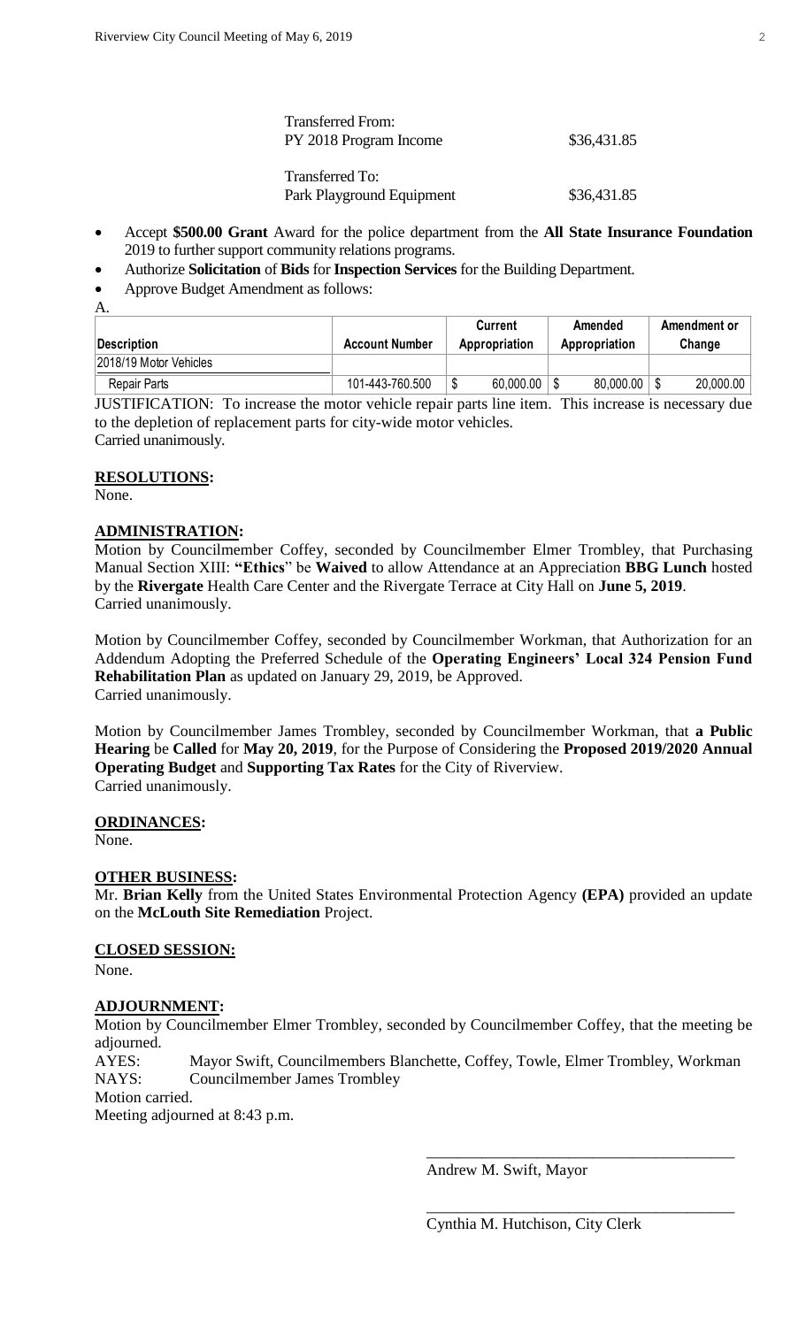| | |
|---|---|
| Transferred From: PY 2018 Program Income | \$36,431.85 |
| Transferred To: Park Playground Equipment | \$36,431.85 |

- Accept **\$500.00 Grant** Award for the police department from the **All State Insurance Foundation** 2019 to further support community relations programs.
- Authorize **Solicitation** of **Bids** for **Inspection Services** for the Building Department.
- Approve Budget Amendment as follows:

A.

| Description | Account Number | Current Appropriation | Amended Appropriation | Amendment or Change |
|---|---|---|---|---|
| 2018/19 Motor Vehicles | | | | |
| Repair Parts | 101-443-760.500 | \$ 60,000.00 | \$ 80,000.00 | \$ 20,000.00 |

JUSTIFICATION: To increase the motor vehicle repair parts line item. This increase is necessary due to the depletion of replacement parts for city-wide motor vehicles.
Carried unanimously.

## RESOLUTIONS:

None.

## ADMINISTRATION:

Motion by Councilmember Coffey, seconded by Councilmember Elmer Trombley, that Purchasing Manual Section XIII: **"Ethics**" be **Waived** to allow Attendance at an Appreciation **BBG Lunch** hosted by the **Rivergate** Health Care Center and the Rivergate Terrace at City Hall on **June 5, 2019**.
Carried unanimously.

Motion by Councilmember Coffey, seconded by Councilmember Workman, that Authorization for an Addendum Adopting the Preferred Schedule of the **Operating Engineers' Local 324 Pension Fund Rehabilitation Plan** as updated on January 29, 2019, be Approved.
Carried unanimously.

Motion by Councilmember James Trombley, seconded by Councilmember Workman, that **a Public Hearing** be **Called** for **May 20, 2019**, for the Purpose of Considering the **Proposed 2019/2020 Annual Operating Budget** and **Supporting Tax Rates** for the City of Riverview.
Carried unanimously.

## ORDINANCES:

None.

## OTHER BUSINESS:

Mr. **Brian Kelly** from the United States Environmental Protection Agency **(EPA)** provided an update on the **McLouth Site Remediation** Project.

## CLOSED SESSION:

None.

## ADJOURNMENT:

Motion by Councilmember Elmer Trombley, seconded by Councilmember Coffey, that the meeting be adjourned.

AYES: Mayor Swift, Councilmembers Blanchette, Coffey, Towle, Elmer Trombley, Workman
NAYS: Councilmember James Trombley

Motion carried.
Meeting adjourned at 8:43 p.m.

\_\_\_\_\_\_\_\_\_\_\_\_\_\_\_\_\_\_\_\_\_\_\_\_\_\_\_\_\_\_\_\_\_\_\_\_\_\_\_\_
Andrew M. Swift, Mayor

\_\_\_\_\_\_\_\_\_\_\_\_\_\_\_\_\_\_\_\_\_\_\_\_\_\_\_\_\_\_\_\_\_\_\_\_\_\_\_\_
Cynthia M. Hutchison, City Clerk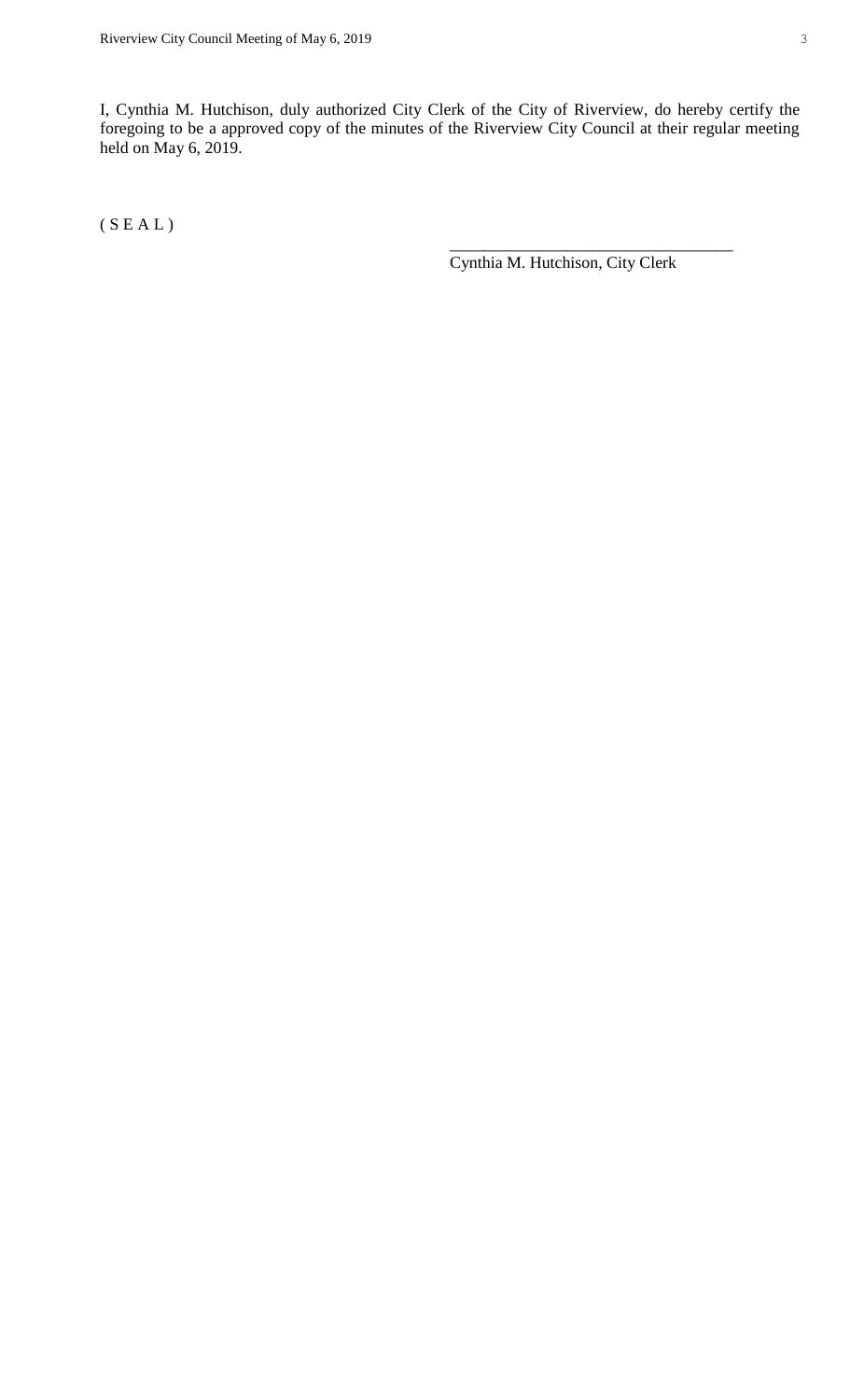I, Cynthia M. Hutchison, duly authorized City Clerk of the City of Riverview, do hereby certify the foregoing to be a approved copy of the minutes of the Riverview City Council at their regular meeting held on May 6, 2019.

( S E A L )

\_\_\_\_\_\_\_\_\_\_\_\_\_\_\_\_\_\_\_\_\_\_\_\_\_\_\_\_\_\_\_\_\_\_

Cynthia M. Hutchison, City Clerk